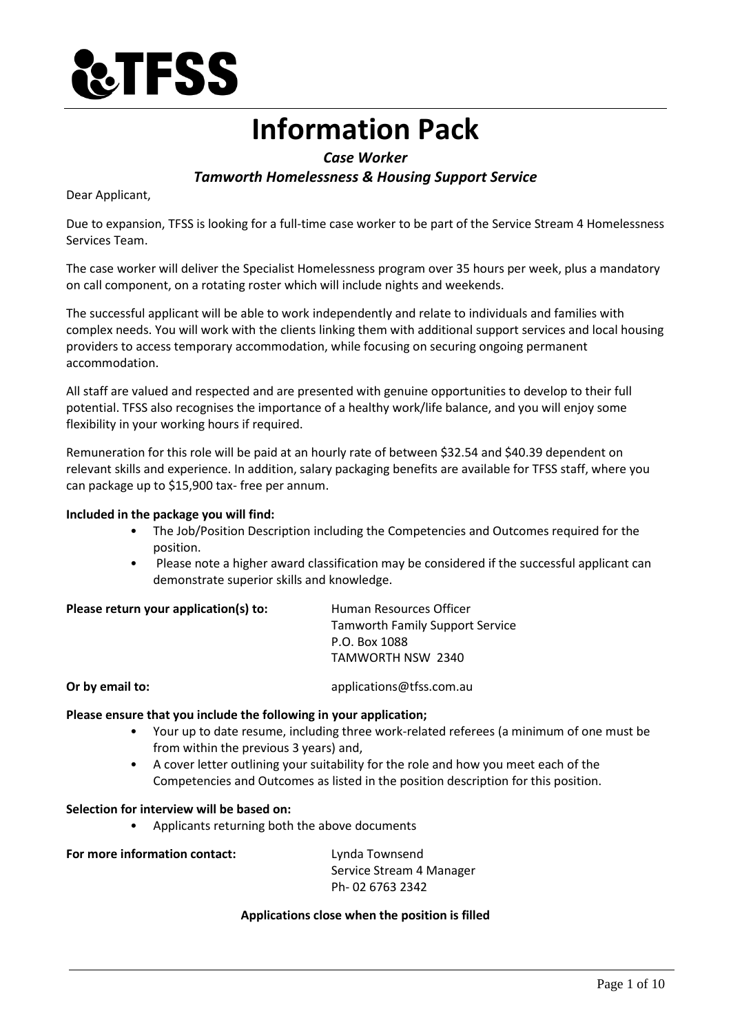# TFSS

# Information Pack

### *Case Worker*

### *Tamworth Homelessness & Housing Support Service*

Dear Applicant,

Due to expansion, TFSS is looking for a full-time case worker to be part of the Service Stream 4 Homelessness Services Team.

The case worker will deliver the Specialist Homelessness program over 35 hours per week, plus a mandatory on call component, on a rotating roster which will include nights and weekends.

The successful applicant will be able to work independently and relate to individuals and families with complex needs. You will work with the clients linking them with additional support services and local housing providers to access temporary accommodation, while focusing on securing ongoing permanent accommodation.

All staff are valued and respected and are presented with genuine opportunities to develop to their full potential. TFSS also recognises the importance of a healthy work/life balance, and you will enjoy some flexibility in your working hours if required.

Remuneration for this role will be paid at an hourly rate of between $32.54 and $40.39 dependent on relevant skills and experience. In addition, salary packaging benefits are available for TFSS staff, where you can package up to $15,900 tax- free per annum.

**Included in the package you will find:**

- The Job/Position Description including the Competencies and Outcomes required for the position.
- Please note a higher award classification may be considered if the successful applicant can demonstrate superior skills and knowledge.

**Please return your application(s) to:**

Human Resources Officer
Tamworth Family Support Service
P.O. Box 1088
TAMWORTH NSW 2340

**Or by email to:** applications@tfss.com.au

**Please ensure that you include the following in your application;**

- Your up to date resume, including three work-related referees (a minimum of one must be from within the previous 3 years) and,
- A cover letter outlining your suitability for the role and how you meet each of the Competencies and Outcomes as listed in the position description for this position.

**Selection for interview will be based on:**

- Applicants returning both the above documents

**For more information contact:**

Lynda Townsend
Service Stream 4 Manager
Ph- 02 6763 2342

**Applications close when the position is filled**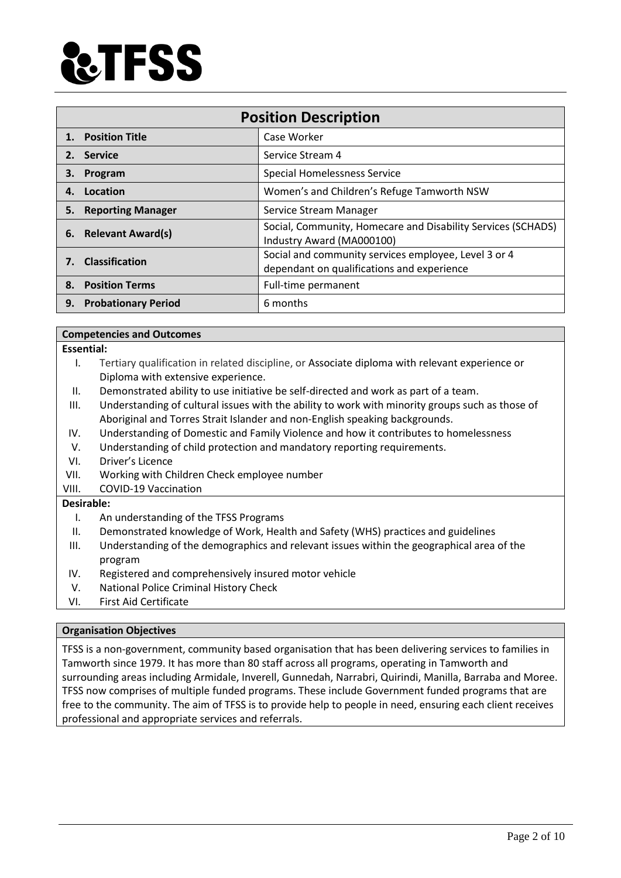**TFSS**

## Position Description

| Position Description | |
|---|---|
| 1. **Position Title** | Case Worker |
| 2. **Service** | Service Stream 4 |
| 3. **Program** | Special Homelessness Service |
| 4. **Location** | Women's and Children's Refuge Tamworth NSW |
| 5. **Reporting Manager** | Service Stream Manager |
| 6. **Relevant Award(s)** | Social, Community, Homecare and Disability Services (SCHADS) Industry Award (MA000100) |
| 7. **Classification** | Social and community services employee, Level 3 or 4 dependant on qualifications and experience |
| 8. **Position Terms** | Full-time permanent |
| 9. **Probationary Period** | 6 months |

### Competencies and Outcomes

**Essential:**

I. Tertiary qualification in related discipline, or Associate diploma with relevant experience or Diploma with extensive experience.
II. Demonstrated ability to use initiative be self-directed and work as part of a team.
III. Understanding of cultural issues with the ability to work with minority groups such as those of Aboriginal and Torres Strait Islander and non-English speaking backgrounds.
IV. Understanding of Domestic and Family Violence and how it contributes to homelessness
V. Understanding of child protection and mandatory reporting requirements.
VI. Driver's Licence
VII. Working with Children Check employee number
VIII. COVID-19 Vaccination

**Desirable:**

I. An understanding of the TFSS Programs
II. Demonstrated knowledge of Work, Health and Safety (WHS) practices and guidelines
III. Understanding of the demographics and relevant issues within the geographical area of the program
IV. Registered and comprehensively insured motor vehicle
V. National Police Criminal History Check
VI. First Aid Certificate

### Organisation Objectives

TFSS is a non-government, community based organisation that has been delivering services to families in Tamworth since 1979. It has more than 80 staff across all programs, operating in Tamworth and surrounding areas including Armidale, Inverell, Gunnedah, Narrabri, Quirindi, Manilla, Barraba and Moree. TFSS now comprises of multiple funded programs. These include Government funded programs that are free to the community. The aim of TFSS is to provide help to people in need, ensuring each client receives professional and appropriate services and referrals.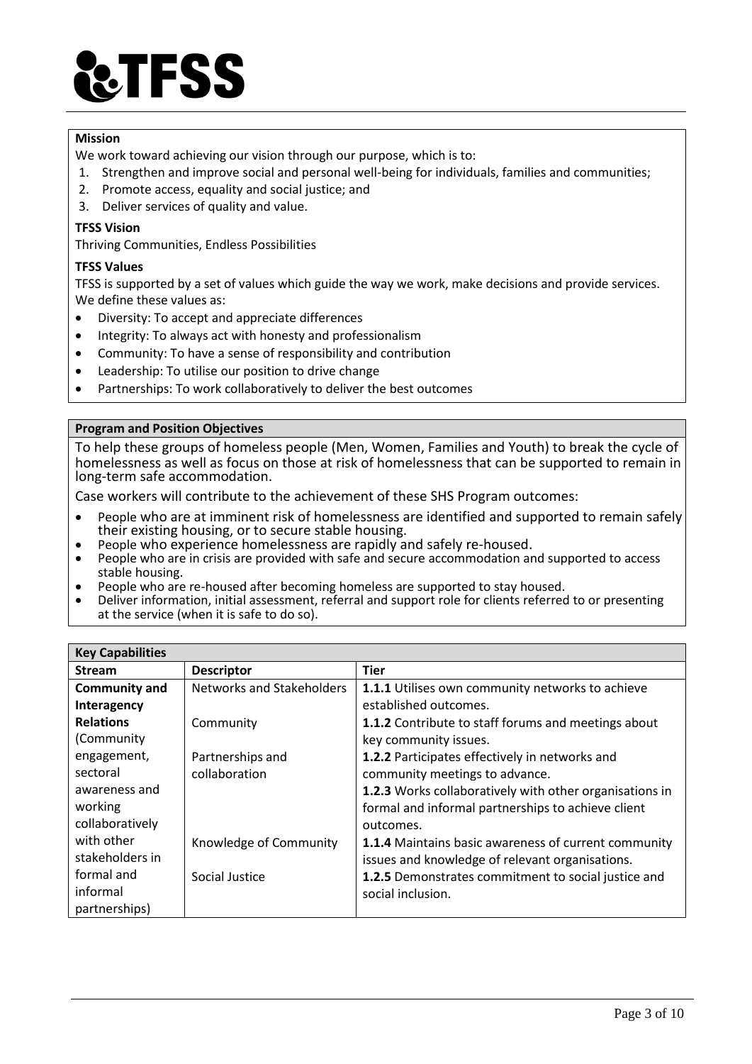**TFSS**

**Mission**

We work toward achieving our vision through our purpose, which is to:

1. Strengthen and improve social and personal well-being for individuals, families and communities;
2. Promote access, equality and social justice; and
3. Deliver services of quality and value.

**TFSS Vision**

Thriving Communities, Endless Possibilities

**TFSS Values**

TFSS is supported by a set of values which guide the way we work, make decisions and provide services. We define these values as:

- Diversity: To accept and appreciate differences
- Integrity: To always act with honesty and professionalism
- Community: To have a sense of responsibility and contribution
- Leadership: To utilise our position to drive change
- Partnerships: To work collaboratively to deliver the best outcomes

**Program and Position Objectives**

To help these groups of homeless people (Men, Women, Families and Youth) to break the cycle of homelessness as well as focus on those at risk of homelessness that can be supported to remain in long-term safe accommodation.

Case workers will contribute to the achievement of these SHS Program outcomes:

- People who are at imminent risk of homelessness are identified and supported to remain safely their existing housing, or to secure stable housing.
- People who experience homelessness are rapidly and safely re-housed.
- People who are in crisis are provided with safe and secure accommodation and supported to access stable housing.
- People who are re-housed after becoming homeless are supported to stay housed.
- Deliver information, initial assessment, referral and support role for clients referred to or presenting at the service (when it is safe to do so).

**Key Capabilities**

| Stream | Descriptor | Tier |
|---|---|---|
| **Community and Interagency Relations** (Community engagement, sectoral awareness and working collaboratively with other stakeholders in formal and informal partnerships) | Networks and Stakeholders | **1.1.1** Utilises own community networks to achieve established outcomes. |
| | Community | **1.1.2** Contribute to staff forums and meetings about key community issues. |
| | Partnerships and collaboration | **1.2.2** Participates effectively in networks and community meetings to advance. |
| | | **1.2.3** Works collaboratively with other organisations in formal and informal partnerships to achieve client outcomes. |
| | Knowledge of Community | **1.1.4** Maintains basic awareness of current community issues and knowledge of relevant organisations. |
| | Social Justice | **1.2.5** Demonstrates commitment to social justice and social inclusion. |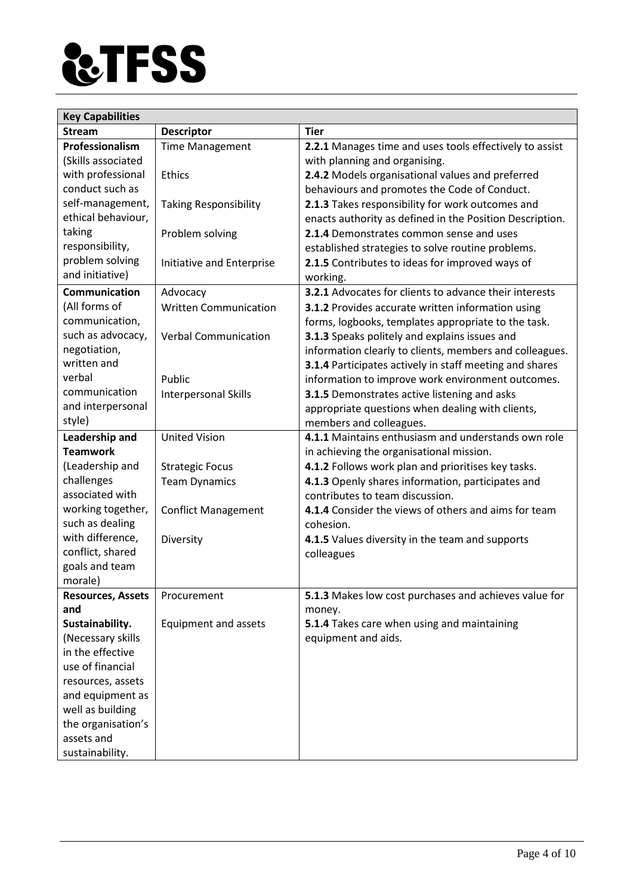| Key Capabilities | | |
|---|---|---|
| **Stream** | **Descriptor** | **Tier** |
| **Professionalism** (Skills associated with professional conduct such as self-management, ethical behaviour, taking responsibility, problem solving and initiative) | Time Management<br>Ethics<br>Taking Responsibility<br>Problem solving<br>Initiative and Enterprise | **2.2.1** Manages time and uses tools effectively to assist with planning and organising.<br>**2.4.2** Models organisational values and preferred behaviours and promotes the Code of Conduct.<br>**2.1.3** Takes responsibility for work outcomes and enacts authority as defined in the Position Description.<br>**2.1.4** Demonstrates common sense and uses established strategies to solve routine problems.<br>**2.1.5** Contributes to ideas for improved ways of working. |
| **Communication** (All forms of communication, such as advocacy, negotiation, written and verbal communication and interpersonal style) | Advocacy<br>Written Communication<br>Verbal Communication<br>Public<br>Interpersonal Skills | **3.2.1** Advocates for clients to advance their interests<br>**3.1.2** Provides accurate written information using forms, logbooks, templates appropriate to the task.<br>**3.1.3** Speaks politely and explains issues and information clearly to clients, members and colleagues.<br>**3.1.4** Participates actively in staff meeting and shares information to improve work environment outcomes.<br>**3.1.5** Demonstrates active listening and asks appropriate questions when dealing with clients, members and colleagues. |
| **Leadership and Teamwork** (Leadership and challenges associated with working together, such as dealing with difference, conflict, shared goals and team morale) | United Vision<br>Strategic Focus<br>Team Dynamics<br>Conflict Management<br>Diversity | **4.1.1** Maintains enthusiasm and understands own role in achieving the organisational mission.<br>**4.1.2** Follows work plan and prioritises key tasks.<br>**4.1.3** Openly shares information, participates and contributes to team discussion.<br>**4.1.4** Consider the views of others and aims for team cohesion.<br>**4.1.5** Values diversity in the team and supports colleagues |
| **Resources, Assets and Sustainability.** (Necessary skills in the effective use of financial resources, assets and equipment as well as building the organisation's assets and sustainability. | Procurement<br>Equipment and assets | **5.1.3** Makes low cost purchases and achieves value for money.<br>**5.1.4** Takes care when using and maintaining equipment and aids. |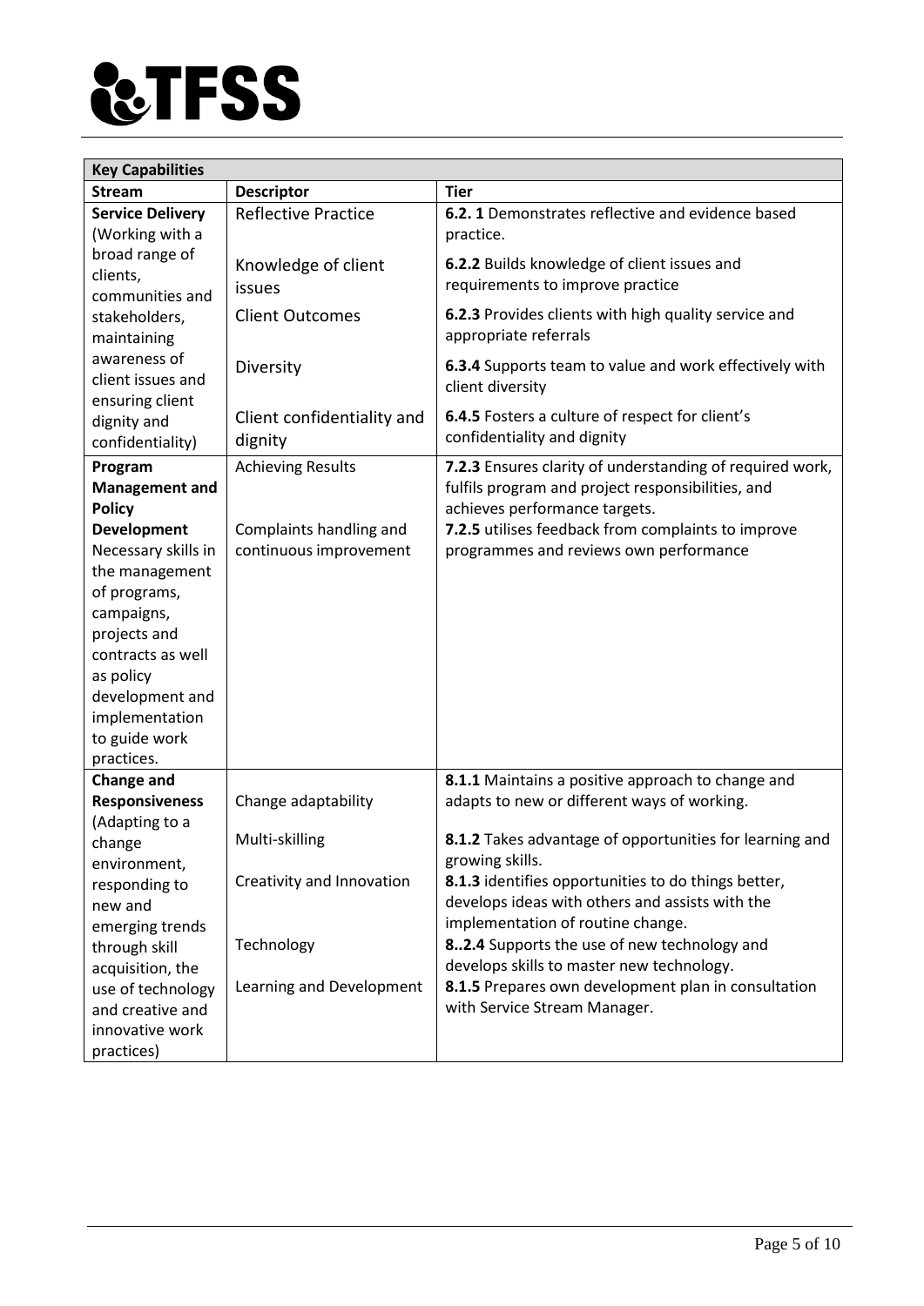**TFSS**

| Key Capabilities | | |
|---|---|---|
| **Stream** | **Descriptor** | **Tier** |
| **Service Delivery** (Working with a broad range of clients, communities and stakeholders, maintaining awareness of client issues and ensuring client dignity and confidentiality) | Reflective Practice | **6.2. 1** Demonstrates reflective and evidence based practice. |
| | Knowledge of client issues | **6.2.2** Builds knowledge of client issues and requirements to improve practice |
| | Client Outcomes | **6.2.3** Provides clients with high quality service and appropriate referrals |
| | Diversity | **6.3.4** Supports team to value and work effectively with client diversity |
| | Client confidentiality and dignity | **6.4.5** Fosters a culture of respect for client's confidentiality and dignity |
| **Program Management and Policy Development** Necessary skills in the management of programs, campaigns, projects and contracts as well as policy development and implementation to guide work practices. | Achieving Results | **7.2.3** Ensures clarity of understanding of required work, fulfils program and project responsibilities, and achieves performance targets. |
| | Complaints handling and continuous improvement | **7.2.5** utilises feedback from complaints to improve programmes and reviews own performance |
| **Change and Responsiveness** (Adapting to a change environment, responding to new and emerging trends through skill acquisition, the use of technology and creative and innovative work practices) | Change adaptability | **8.1.1** Maintains a positive approach to change and adapts to new or different ways of working. |
| | Multi-skilling | **8.1.2** Takes advantage of opportunities for learning and growing skills. |
| | Creativity and Innovation | **8.1.3** identifies opportunities to do things better, develops ideas with others and assists with the implementation of routine change. |
| | Technology | **8..2.4** Supports the use of new technology and develops skills to master new technology. |
| | Learning and Development | **8.1.5** Prepares own development plan in consultation with Service Stream Manager. |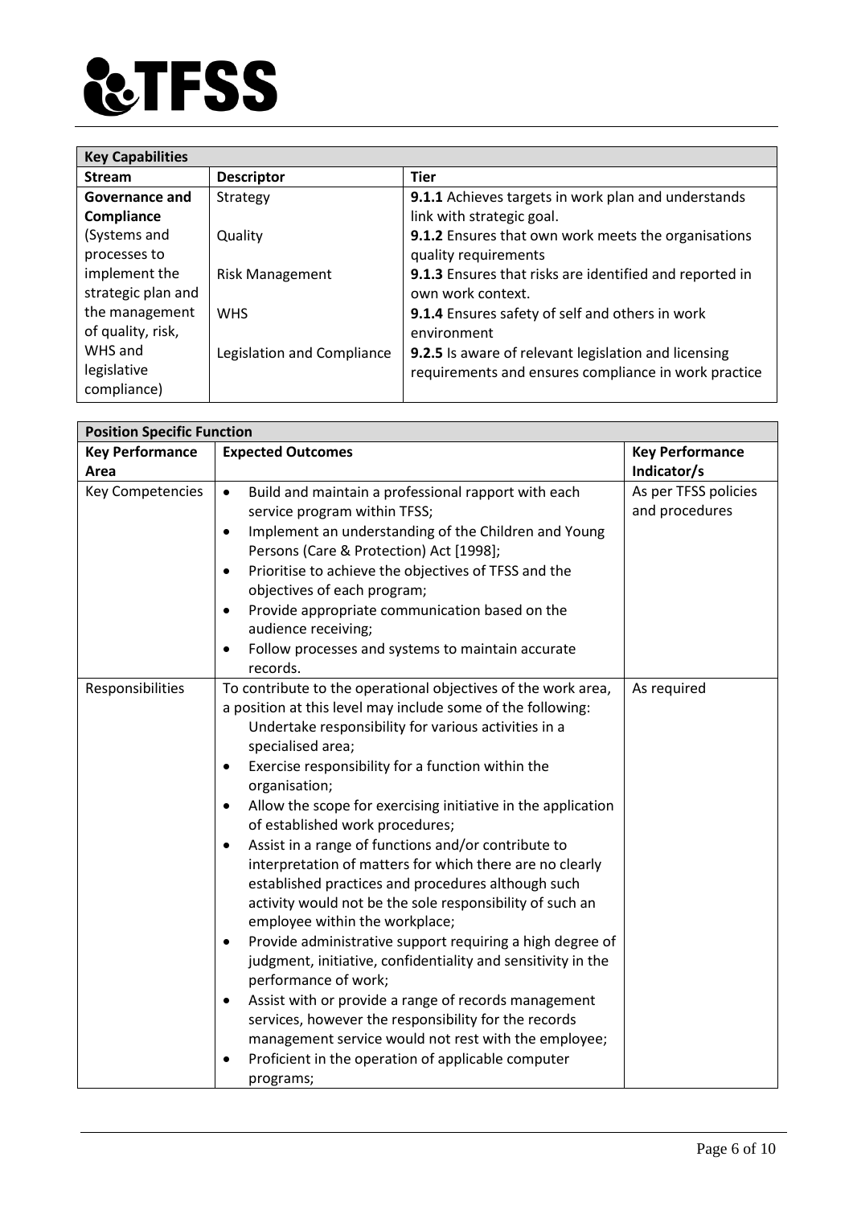**TFSS**

| Key Capabilities | | |
|---|---|---|
| **Stream** | **Descriptor** | **Tier** |
| **Governance and Compliance** (Systems and processes to implement the strategic plan and the management of quality, risk, WHS and legislative compliance) | Strategy | **9.1.1** Achieves targets in work plan and understands link with strategic goal. |
| | Quality | **9.1.2** Ensures that own work meets the organisations quality requirements |
| | Risk Management | **9.1.3** Ensures that risks are identified and reported in own work context. |
| | WHS | **9.1.4** Ensures safety of self and others in work environment |
| | Legislation and Compliance | **9.2.5** Is aware of relevant legislation and licensing requirements and ensures compliance in work practice |

| Position Specific Function | | |
|---|---|---|
| **Key Performance Area** | **Expected Outcomes** | **Key Performance Indicator/s** |
| Key Competencies | • Build and maintain a professional rapport with each service program within TFSS;<br>• Implement an understanding of the Children and Young Persons (Care & Protection) Act [1998];<br>• Prioritise to achieve the objectives of TFSS and the objectives of each program;<br>• Provide appropriate communication based on the audience receiving;<br>• Follow processes and systems to maintain accurate records. | As per TFSS policies and procedures |
| Responsibilities | To contribute to the operational objectives of the work area, a position at this level may include some of the following:<br>Undertake responsibility for various activities in a specialised area;<br>• Exercise responsibility for a function within the organisation;<br>• Allow the scope for exercising initiative in the application of established work procedures;<br>• Assist in a range of functions and/or contribute to interpretation of matters for which there are no clearly established practices and procedures although such activity would not be the sole responsibility of such an employee within the workplace;<br>• Provide administrative support requiring a high degree of judgment, initiative, confidentiality and sensitivity in the performance of work;<br>• Assist with or provide a range of records management services, however the responsibility for the records management service would not rest with the employee;<br>• Proficient in the operation of applicable computer programs; | As required |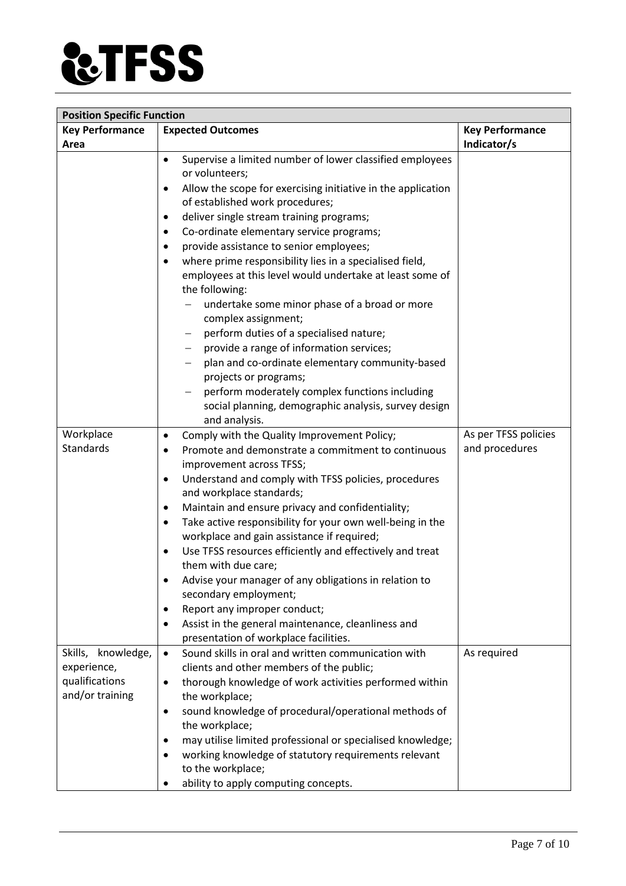**TFSS**

| **Position Specific Function** | | |
|---|---|---|
| **Key Performance Area** | **Expected Outcomes** | **Key Performance Indicator/s** |
| | • Supervise a limited number of lower classified employees or volunteers;<br>• Allow the scope for exercising initiative in the application of established work procedures;<br>• deliver single stream training programs;<br>• Co-ordinate elementary service programs;<br>• provide assistance to senior employees;<br>• where prime responsibility lies in a specialised field, employees at this level would undertake at least some of the following:<br>– undertake some minor phase of a broad or more complex assignment;<br>– perform duties of a specialised nature;<br>– provide a range of information services;<br>– plan and co-ordinate elementary community-based projects or programs;<br>– perform moderately complex functions including social planning, demographic analysis, survey design and analysis. | |
| Workplace Standards | • Comply with the Quality Improvement Policy;<br>• Promote and demonstrate a commitment to continuous improvement across TFSS;<br>• Understand and comply with TFSS policies, procedures and workplace standards;<br>• Maintain and ensure privacy and confidentiality;<br>• Take active responsibility for your own well-being in the workplace and gain assistance if required;<br>• Use TFSS resources efficiently and effectively and treat them with due care;<br>• Advise your manager of any obligations in relation to secondary employment;<br>• Report any improper conduct;<br>• Assist in the general maintenance, cleanliness and presentation of workplace facilities. | As per TFSS policies and procedures |
| Skills, knowledge, experience, qualifications and/or training | • Sound skills in oral and written communication with clients and other members of the public;<br>• thorough knowledge of work activities performed within the workplace;<br>• sound knowledge of procedural/operational methods of the workplace;<br>• may utilise limited professional or specialised knowledge;<br>• working knowledge of statutory requirements relevant to the workplace;<br>• ability to apply computing concepts. | As required |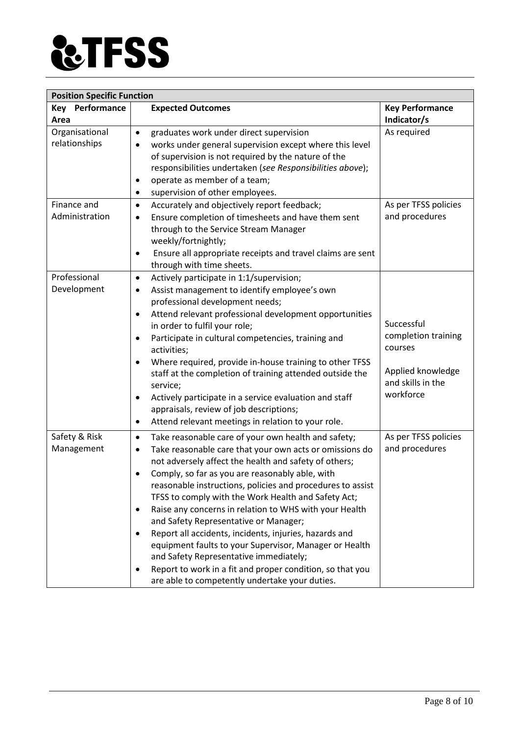| Position Specific Function | | |
|---|---|---|
| **Key Performance Area** | **Expected Outcomes** | **Key Performance Indicator/s** |
| Organisational relationships | • graduates work under direct supervision<br>• works under general supervision except where this level of supervision is not required by the nature of the responsibilities undertaken (*see Responsibilities above*);<br>• operate as member of a team;<br>• supervision of other employees. | As required |
| Finance and Administration | • Accurately and objectively report feedback;<br>• Ensure completion of timesheets and have them sent through to the Service Stream Manager weekly/fortnightly;<br>• Ensure all appropriate receipts and travel claims are sent through with time sheets. | As per TFSS policies and procedures |
| Professional Development | • Actively participate in 1:1/supervision;<br>• Assist management to identify employee's own professional development needs;<br>• Attend relevant professional development opportunities in order to fulfil your role;<br>• Participate in cultural competencies, training and activities;<br>• Where required, provide in-house training to other TFSS staff at the completion of training attended outside the service;<br>• Actively participate in a service evaluation and staff appraisals, review of job descriptions;<br>• Attend relevant meetings in relation to your role. | Successful completion training courses<br><br>Applied knowledge and skills in the workforce |
| Safety & Risk Management | • Take reasonable care of your own health and safety;<br>• Take reasonable care that your own acts or omissions do not adversely affect the health and safety of others;<br>• Comply, so far as you are reasonably able, with reasonable instructions, policies and procedures to assist TFSS to comply with the Work Health and Safety Act;<br>• Raise any concerns in relation to WHS with your Health and Safety Representative or Manager;<br>• Report all accidents, incidents, injuries, hazards and equipment faults to your Supervisor, Manager or Health and Safety Representative immediately;<br>• Report to work in a fit and proper condition, so that you are able to competently undertake your duties. | As per TFSS policies and procedures |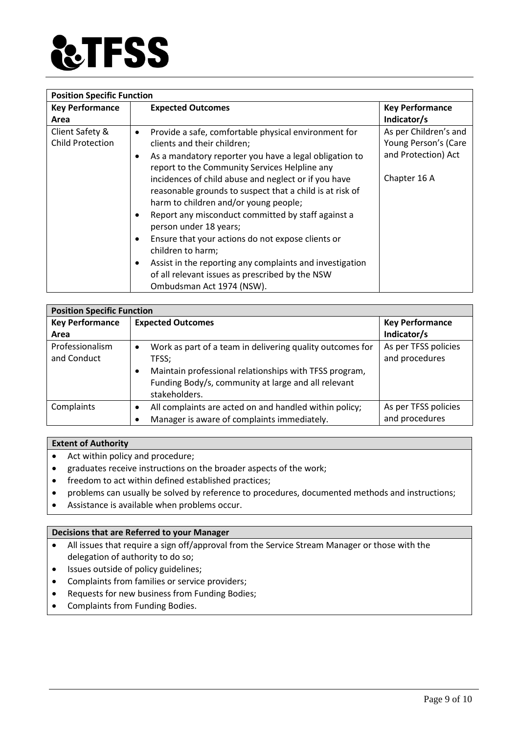| Position Specific Function | | |
|---|---|---|
| **Key Performance Area** | **Expected Outcomes** | **Key Performance Indicator/s** |
| Client Safety & Child Protection | • Provide a safe, comfortable physical environment for clients and their children;<br>• As a mandatory reporter you have a legal obligation to report to the Community Services Helpline any incidences of child abuse and neglect or if you have reasonable grounds to suspect that a child is at risk of harm to children and/or young people;<br>• Report any misconduct committed by staff against a person under 18 years;<br>• Ensure that your actions do not expose clients or children to harm;<br>• Assist in the reporting any complaints and investigation of all relevant issues as prescribed by the NSW Ombudsman Act 1974 (NSW). | As per Children's and Young Person's (Care and Protection) Act<br><br>Chapter 16 A |

| Position Specific Function | | |
|---|---|---|
| **Key Performance Area** | **Expected Outcomes** | **Key Performance Indicator/s** |
| Professionalism and Conduct | • Work as part of a team in delivering quality outcomes for TFSS;<br>• Maintain professional relationships with TFSS program, Funding Body/s, community at large and all relevant stakeholders. | As per TFSS policies and procedures |
| Complaints | • All complaints are acted on and handled within policy;<br>• Manager is aware of complaints immediately. | As per TFSS policies and procedures |

**Extent of Authority**

- Act within policy and procedure;
- graduates receive instructions on the broader aspects of the work;
- freedom to act within defined established practices;
- problems can usually be solved by reference to procedures, documented methods and instructions;
- Assistance is available when problems occur.

**Decisions that are Referred to your Manager**

- All issues that require a sign off/approval from the Service Stream Manager or those with the delegation of authority to do so;
- Issues outside of policy guidelines;
- Complaints from families or service providers;
- Requests for new business from Funding Bodies;
- Complaints from Funding Bodies.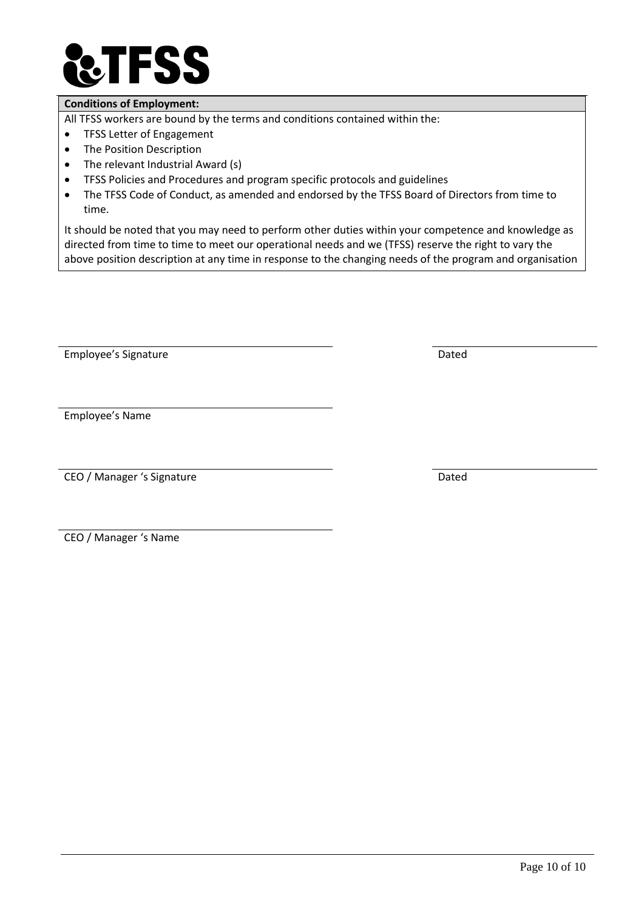**TFSS**

**Conditions of Employment:**

All TFSS workers are bound by the terms and conditions contained within the:

- TFSS Letter of Engagement
- The Position Description
- The relevant Industrial Award (s)
- TFSS Policies and Procedures and program specific protocols and guidelines
- The TFSS Code of Conduct, as amended and endorsed by the TFSS Board of Directors from time to time.

It should be noted that you may need to perform other duties within your competence and knowledge as directed from time to time to meet our operational needs and we (TFSS) reserve the right to vary the above position description at any time in response to the changing needs of the program and organisation

Employee's Signature ______________________ Dated ______________

Employee's Name ______________________

CEO / Manager 's Signature ______________________ Dated ______________

CEO / Manager 's Name ______________________